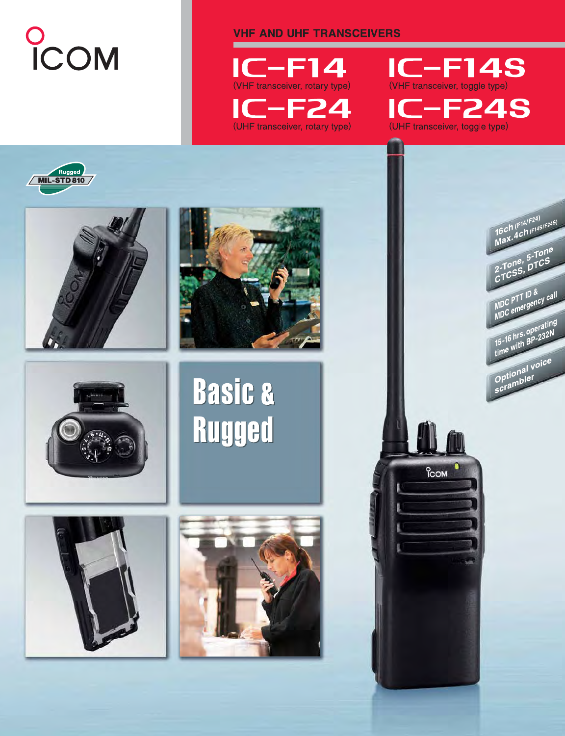ICOM

VHF AND UHF TRANSCEIVERS

# IC-F14
(VHF transceiver, rotary type)

# IC-F14S
(VHF transceiver, toggle type)

# IC-F24
(UHF transceiver, rotary type)

# IC-F24S
(UHF transceiver, toggle type)

Rugged MIL-STD 810

## Basic & Rugged

- 16ch (F14/F24) Max.4ch (F14S/F24S)
- 2-Tone, 5-Tone CTCSS, DTCS
- MDC PTT ID & MDC emergency call
- 15-16 hrs. operating time with BP-232N
- Optional voice scrambler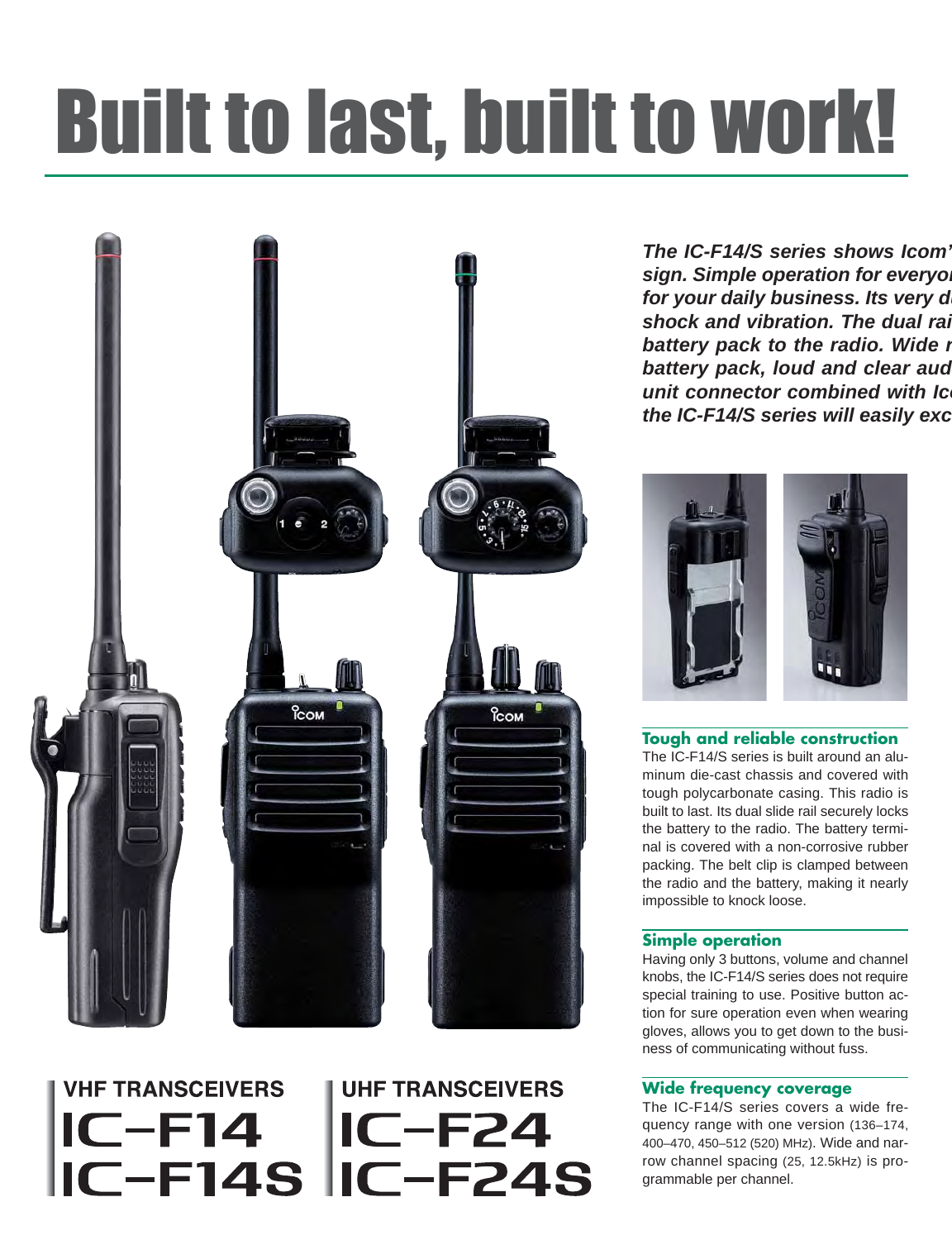# Built to last, built to work!

***The IC-F14/S series shows Icom' sign. Simple operation for everyo for your daily business. Its very d shock and vibration. The dual rai battery pack to the radio. Wide r battery pack, loud and clear aud unit connector combined with Ic the IC-F14/S series will easily exc***

### Tough and reliable construction

The IC-F14/S series is built around an aluminum die-cast chassis and covered with tough polycarbonate casing. This radio is built to last. Its dual slide rail securely locks the battery to the radio. The battery terminal is covered with a non-corrosive rubber packing. The belt clip is clamped between the radio and the battery, making it nearly impossible to knock loose.

### Simple operation

Having only 3 buttons, volume and channel knobs, the IC-F14/S series does not require special training to use. Positive button action for sure operation even when wearing gloves, allows you to get down to the business of communicating without fuss.

### Wide frequency coverage

The IC-F14/S series covers a wide frequency range with one version (136–174, 400–470, 450–512 (520) MHz). Wide and narrow channel spacing (25, 12.5kHz) is programmable per channel.

## VHF TRANSCEIVERS

# IC-F14
# IC-F14S

## UHF TRANSCEIVERS

# IC-F24
# IC-F24S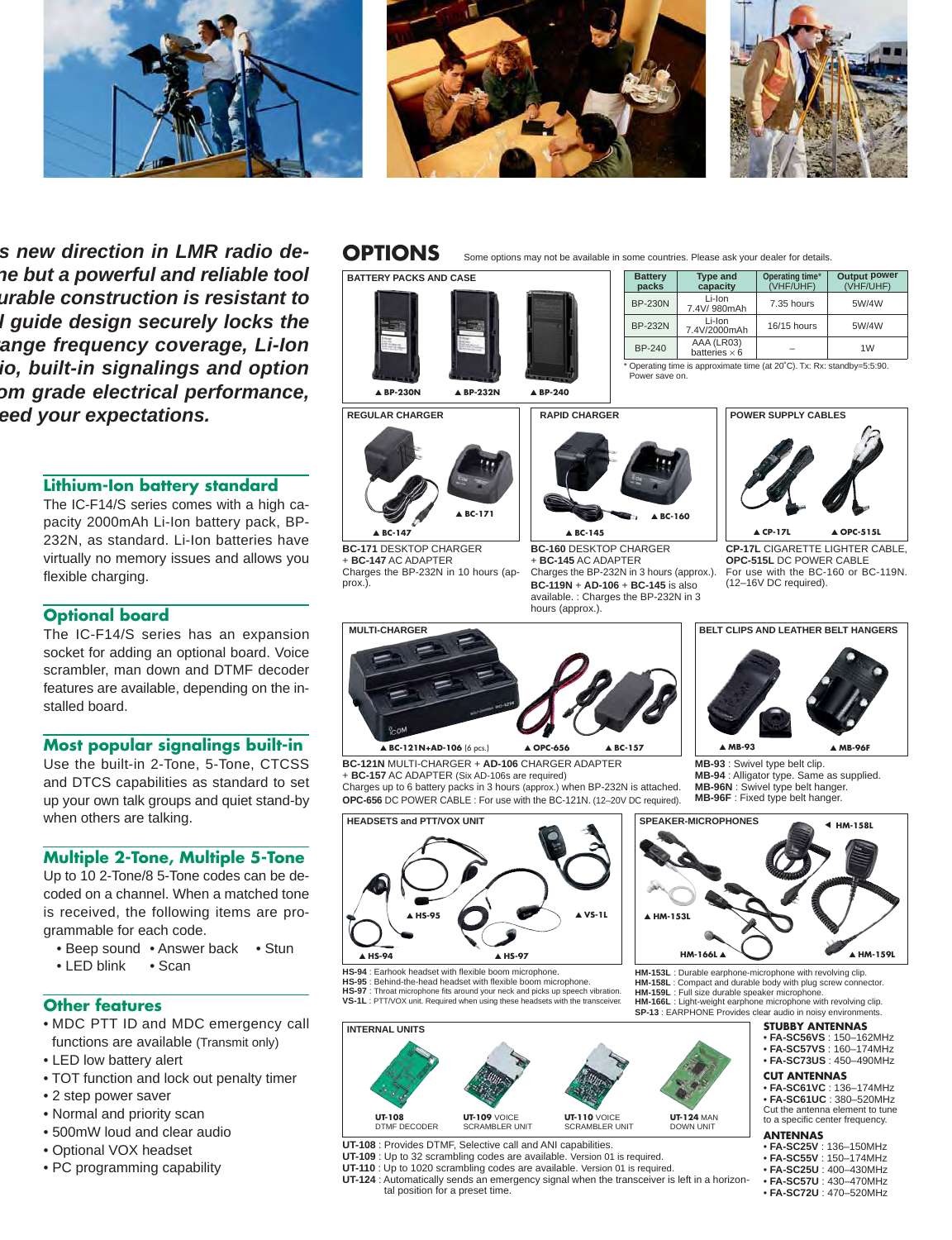*s new direction in LMR radio de-
ne but a powerful and reliable tool
urable construction is resistant to
l guide design securely locks the
ange frequency coverage, Li-Ion
io, built-in signalings and option
om grade electrical performance,
eed your expectations.*

## Lithium-Ion battery standard

The IC-F14/S series comes with a high capacity 2000mAh Li-Ion battery pack, BP-232N, as standard. Li-Ion batteries have virtually no memory issues and allows you flexible charging.

## Optional board

The IC-F14/S series has an expansion socket for adding an optional board. Voice scrambler, man down and DTMF decoder features are available, depending on the installed board.

## Most popular signalings built-in

Use the built-in 2-Tone, 5-Tone, CTCSS and DTCS capabilities as standard to set up your own talk groups and quiet stand-by when others are talking.

## Multiple 2-Tone, Multiple 5-Tone

Up to 10 2-Tone/8 5-Tone codes can be decoded on a channel. When a matched tone is received, the following items are programmable for each code.

- Beep sound
- Answer back
- Stun
- LED blink
- Scan

## Other features

- MDC PTT ID and MDC emergency call functions are available (Transmit only)
- LED low battery alert
- TOT function and lock out penalty timer
- 2 step power saver
- Normal and priority scan
- 500mW loud and clear audio
- Optional VOX headset
- PC programming capability

# OPTIONS

Some options may not be available in some countries. Please ask your dealer for details.

### BATTERY PACKS AND CASE

▲BP-230N ▲BP-232N ▲BP-240

| Battery packs | Type and capacity | Operating time* (VHF/UHF) | Output power (VHF/UHF) |
|---|---|---|---|
| BP-230N | Li-Ion 7.4V/ 980mAh | 7.35 hours | 5W/4W |
| BP-232N | Li-Ion 7.4V/2000mAh | 16/15 hours | 5W/4W |
| BP-240 | AAA (LR03) batteries × 6 | – | 1W |

\* Operating time is approximate time (at 20°C). Tx: Rx: standby=5:5:90. Power save on.

### REGULAR CHARGER

▲BC-147 ▲BC-171

**BC-171** DESKTOP CHARGER + **BC-147** AC ADAPTER
Charges the BP-232N in 10 hours (approx.).

### RAPID CHARGER

▲BC-145 ▲BC-160

**BC-160** DESKTOP CHARGER + **BC-145** AC ADAPTER
Charges the BP-232N in 3 hours (approx.).
**BC-119N** + **AD-106** + **BC-145** is also available. : Charges the BP-232N in 3 hours (approx.).

### POWER SUPPLY CABLES

▲CP-17L ▲OPC-515L

**CP-17L** CIGARETTE LIGHTER CABLE, **OPC-515L** DC POWER CABLE
For use with the BC-160 or BC-119N. (12–16V DC required).

### MULTI-CHARGER

▲BC-121N+AD-106 (6 pcs.) ▲OPC-656 ▲BC-157

**BC-121N** MULTI-CHARGER + **AD-106** CHARGER ADAPTER + **BC-157** AC ADAPTER (Six AD-106s are required)
Charges up to 6 battery packs in 3 hours (approx.) when BP-232N is attached.
**OPC-656** DC POWER CABLE : For use with the BC-121N. (12–20V DC required).

### BELT CLIPS AND LEATHER BELT HANGERS

▲MB-93 ▲MB-96F

**MB-93** : Swivel type belt clip.
**MB-94** : Alligator type. Same as supplied.
**MB-96N** : Swivel type belt hanger.
**MB-96F** : Fixed type belt hanger.

### HEADSETS and PTT/VOX UNIT

▲HS-95 ▲VS-1L ▲HS-94 ▲HS-97

**HS-94** : Earhook headset with flexible boom microphone.
**HS-95** : Behind-the-head headset with flexible boom microphone.
**HS-97** : Throat microphone fits around your neck and picks up speech vibration.
**VS-1L** : PTT/VOX unit. Required when using these headsets with the transceiver.

### SPEAKER-MICROPHONES

◀HM-158L ▲HM-153L HM-166L▲ ▲HM-159L

**HM-153L** : Durable earphone-microphone with revolving clip.
**HM-158L** : Compact and durable body with plug screw connector.
**HM-159L** : Full size durable speaker microphone.
**HM-166L** : Light-weight earphone microphone with revolving clip.
**SP-13** : EARPHONE Provides clear audio in noisy environments.

### INTERNAL UNITS

**UT-108** DTMF DECODER
**UT-109** VOICE SCRAMBLER UNIT
**UT-110** VOICE SCRAMBLER UNIT
**UT-124** MAN DOWN UNIT

**UT-108** : Provides DTMF, Selective call and ANI capabilities.
**UT-109** : Up to 32 scrambling codes are available. Version 01 is required.
**UT-110** : Up to 1020 scrambling codes are available. Version 01 is required.
**UT-124** : Automatically sends an emergency signal when the transceiver is left in a horizontal position for a preset time.

### STUBBY ANTENNAS

- **FA-SC56VS** : 150–162MHz
- **FA-SC57VS** : 160–174MHz
- **FA-SC73US** : 450–490MHz

### CUT ANTENNAS

- **FA-SC61VC** : 136–174MHz
- **FA-SC61UC** : 380–520MHz

Cut the antenna element to tune to a specific center frequency.

### ANTENNAS

- **FA-SC25V** : 136–150MHz
- **FA-SC55V** : 150–174MHz
- **FA-SC25U** : 400–430MHz
- **FA-SC57U** : 430–470MHz
- **FA-SC72U** : 470–520MHz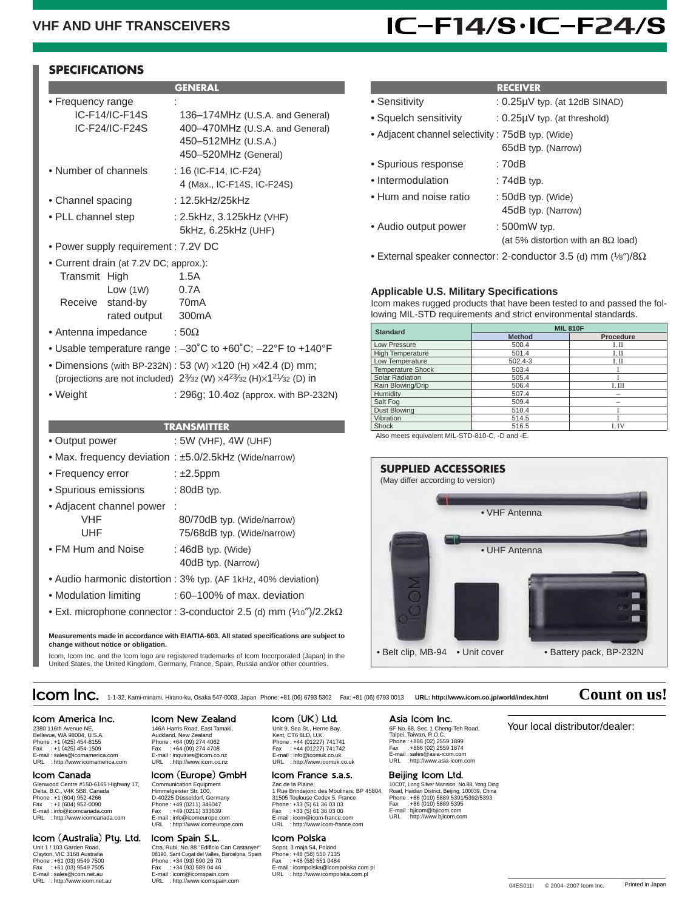VHF AND UHF TRANSCEIVERS

# IC-F14/S·IC-F24/S

## SPECIFICATIONS

### GENERAL

- Frequency range :
  - IC-F14/IC-F14S: 136–174MHz (U.S.A. and General)
  - IC-F24/IC-F24S: 400–470MHz (U.S.A. and General), 450–512MHz (U.S.A.), 450–520MHz (General)
- Number of channels : 16 (IC-F14, IC-F24), 4 (Max., IC-F14S, IC-F24S)
- Channel spacing : 12.5kHz/25kHz
- PLL channel step : 2.5kHz, 3.125kHz (VHF), 5kHz, 6.25kHz (UHF)
- Power supply requirement : 7.2V DC
- Current drain (at 7.2V DC; approx.):
  - Transmit High: 1.5A
  - Low (1W): 0.7A
  - Receive stand-by: 70mA
  - rated output: 300mA
- Antenna impedance : 50Ω
- Usable temperature range : –30˚C to +60˚C; –22°F to +140°F
- Dimensions (with BP-232N) : 53 (W) ×120 (H) ×42.4 (D) mm; (projections are not included) 2 3⁄32 (W) ×4 23⁄32 (H)×1 21⁄32 (D) in
- Weight : 296g; 10.4oz (approx. with BP-232N)

### TRANSMITTER

- Output power : 5W (VHF), 4W (UHF)
- Max. frequency deviation : ±5.0/2.5kHz (Wide/narrow)
- Frequency error : ±2.5ppm
- Spurious emissions : 80dB typ.
- Adjacent channel power :
  - VHF: 80/70dB typ. (Wide/narrow)
  - UHF: 75/68dB typ. (Wide/narrow)
- FM Hum and Noise : 46dB typ. (Wide), 40dB typ. (Narrow)
- Audio harmonic distortion : 3% typ. (AF 1kHz, 40% deviation)
- Modulation limiting : 60–100% of max. deviation
- Ext. microphone connector : 3-conductor 2.5 (d) mm (1⁄10″)/2.2kΩ

**Measurements made in accordance with EIA/TIA-603. All stated specifications are subject to change without notice or obligation.**

Icom, Icom Inc. and the Icom logo are registered trademarks of Icom Incorporated (Japan) in the United States, the United Kingdom, Germany, France, Spain, Russia and/or other countries.

### RECEIVER

- Sensitivity : 0.25µV typ. (at 12dB SINAD)
- Squelch sensitivity : 0.25µV typ. (at threshold)
- Adjacent channel selectivity : 75dB typ. (Wide), 65dB typ. (Narrow)
- Spurious response : 70dB
- Intermodulation : 74dB typ.
- Hum and noise ratio : 50dB typ. (Wide), 45dB typ. (Narrow)
- Audio output power : 500mW typ. (at 5% distortion with an 8Ω load)
- External speaker connector: 2-conductor 3.5 (d) mm (1⁄8″)/8Ω

### Applicable U.S. Military Specifications

Icom makes rugged products that have been tested to and passed the following MIL-STD requirements and strict environmental standards.

| Standard | MIL 810F | |
|---|---|---|
| | Method | Procedure |
| Low Pressure | 500.4 | I, II |
| High Temperature | 501.4 | I, II |
| Low Temperature | 502.4-3 | I, II |
| Temperature Shock | 503.4 | I |
| Solar Radiation | 505.4 | I |
| Rain Blowing/Drip | 506.4 | I, III |
| Humidity | 507.4 | – |
| Salt Fog | 509.4 | – |
| Dust Blowing | 510.4 | I |
| Vibration | 514.5 | I |
| Shock | 516.5 | I, IV |

Also meets equivalent MIL-STD-810-C, -D and -E.

### SUPPLIED ACCESSORIES

(May differ according to version)

- VHF Antenna
- UHF Antenna
- Belt clip, MB-94
- Unit cover
- Battery pack, BP-232N

**Icom Inc.** 1-1-32, Kami-minami, Hirano-ku, Osaka 547-0003, Japan Phone: +81 (06) 6793 5302 Fax: +81 (06) 6793 0013 **URL: http://www.icom.co.jp/world/index.html**

**Count on us!**

**Icom America Inc.**
2380 116th Avenue NE, Bellevue, WA 98004, U.S.A.
Phone : +1 (425) 454-8155
Fax : +1 (425) 454-1509
E-mail : sales@icomamerica.com
URL : http://www.icomamerica.com

**Icom Canada**
Glenwood Centre #150-6165 Highway 17, Delta, B.C., V4K 5B8, Canada
Phone : +1 (604) 952-4266
Fax : +1 (604) 952-0090
E-mail : info@icomcanada.com
URL : http://www.icomcanada.com

**Icom (Australia) Pty. Ltd.**
Unit 1 / 103 Garden Road, Clayton, VIC 3168 Australia
Phone : +61 (03) 9549 7500
Fax : +61 (03) 9549 7505
E-mail : sales@icom.net.au
URL : http://www.icom.net.au

**Icom New Zealand**
146A Harris Road, East Tamaki, Auckland, New Zealand
Phone : +64 (09) 274 4062
Fax : +64 (09) 274 4708
E-mail : inquiries@icom.co.nz
URL : http://www.icom.co.nz

**Icom (Europe) GmbH**
Communication Equipment
Himmelgeister Str. 100, D-40225 Düsseldorf, Germany
Phone : +49 (0211) 346047
Fax : +49 (0211) 333639
E-mail : info@icomeurope.com
URL : http://www.icomeurope.com

**Icom Spain S.L.**
Ctra. Rubi, No. 88 "Edificio Can Castanyer" 08190, Sant Cugat del Valles, Barcelona, Spain
Phone : +34 (93) 590 26 70
Fax : +34 (93) 589 04 46
E-mail : icom@icomspain.com
URL : http://www.icomspain.com

**Icom (UK) Ltd.**
Unit 9, Sea St., Herne Bay, Kent, CT6 8LD, U.K.
Phone : +44 (01227) 741741
Fax : +44 (01227) 741742
E-mail : info@icomuk.co.uk
URL : http://www.icomuk.co.uk

**Icom France s.a.s.**
Zac de la Plaine, 1 Rue Brindejonc des Moulinais, BP 45804, 31505 Toulouse Cedex 5, France
Phone : +33 (5) 61 36 03 03
Fax : +33 (5) 61 36 03 00
E-mail : icom@icom-france.com
URL : http://www.icom-france.com

**Icom Polska**
Sopot, 3 maja 54, Poland
Phone : +48 (58) 550 7135
Fax : +48 (58) 551 0484
E-mail : icompolska@icompolska.com.pl
URL : http://www.icompolska.com.pl

**Asia Icom Inc.**
6F No. 68, Sec. 1 Cheng-Teh Road, Taipei, Taiwan, R.O.C.
Phone : +886 (02) 2559 1899
Fax : +886 (02) 2559 1874
E-mail : sales@asia-icom.com
URL : http://www.asia-icom.com

**Beijing Icom Ltd.**
10C07, Long Silver Mansion, No.88, Yong Ding Road, Haidian District, Beijing, 100039, China
Phone : +86 (010) 5889 5391/5392/5393
Fax : +86 (010) 5889 5395
E-mail : bjicom@bjicom.com
URL : http://www.bjicom.com

Your local distributor/dealer:

04ES011I © 2004–2007 Icom Inc. Printed in Japan